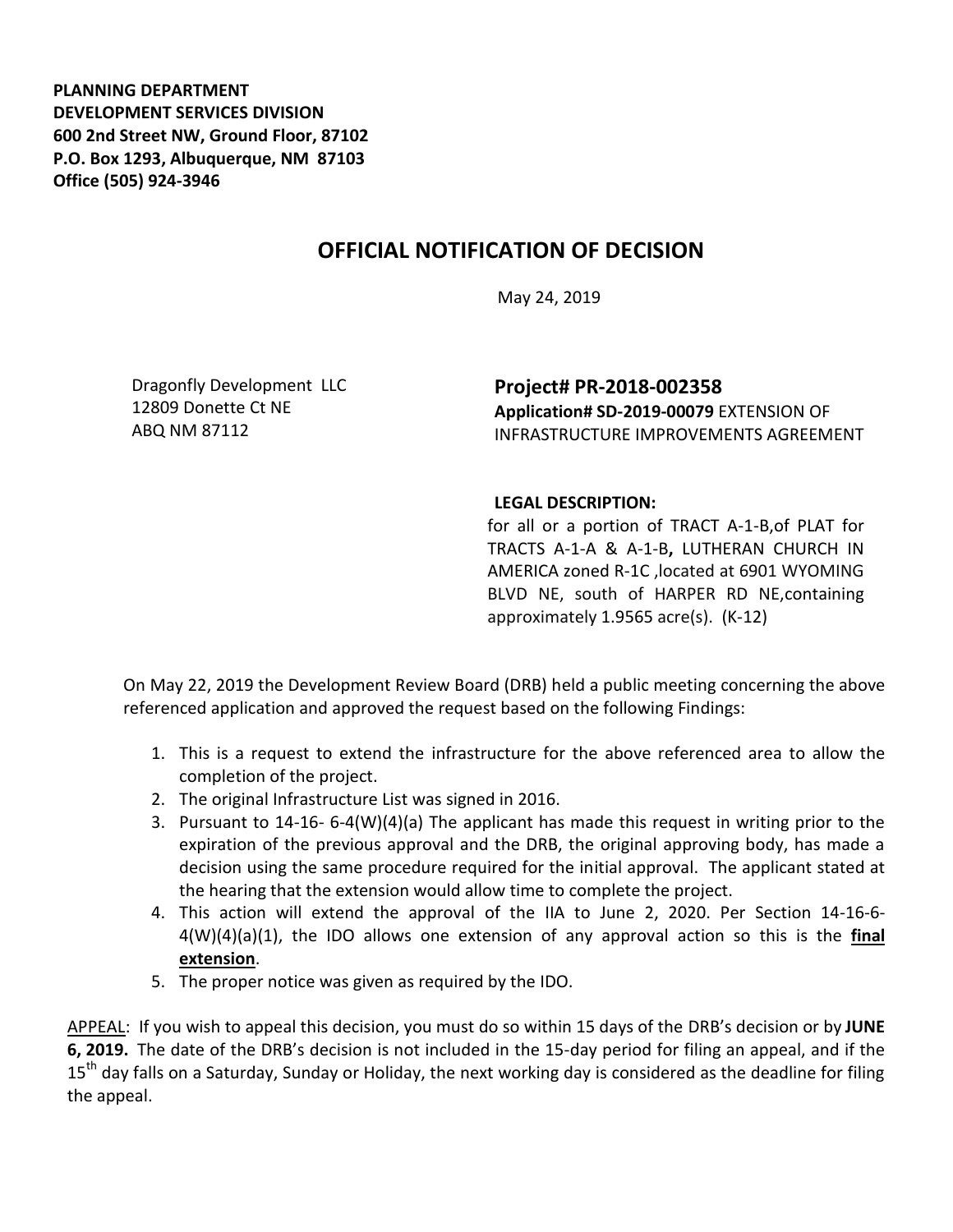**PLANNING DEPARTMENT**
**DEVELOPMENT SERVICES DIVISION**
**600 2nd Street NW, Ground Floor, 87102**
**P.O. Box 1293, Albuquerque, NM 87103**
**Office (505) 924-3946**

# OFFICIAL NOTIFICATION OF DECISION

May 24, 2019

Dragonfly Development LLC
12809 Donette Ct NE
ABQ NM 87112

**Project# PR-2018-002358**
**Application# SD-2019-00079** EXTENSION OF INFRASTRUCTURE IMPROVEMENTS AGREEMENT

**LEGAL DESCRIPTION:**
for all or a portion of TRACT A-1-B,of PLAT for TRACTS A-1-A & A-1-B**,** LUTHERAN CHURCH IN AMERICA zoned R-1C ,located at 6901 WYOMING BLVD NE, south of HARPER RD NE,containing approximately 1.9565 acre(s). (K-12)

On May 22, 2019 the Development Review Board (DRB) held a public meeting concerning the above referenced application and approved the request based on the following Findings:

1. This is a request to extend the infrastructure for the above referenced area to allow the completion of the project.
2. The original Infrastructure List was signed in 2016.
3. Pursuant to 14-16- 6-4(W)(4)(a) The applicant has made this request in writing prior to the expiration of the previous approval and the DRB, the original approving body, has made a decision using the same procedure required for the initial approval. The applicant stated at the hearing that the extension would allow time to complete the project.
4. This action will extend the approval of the IIA to June 2, 2020. Per Section 14-16-6-4(W)(4)(a)(1), the IDO allows one extension of any approval action so this is the **final extension**.
5. The proper notice was given as required by the IDO.

APPEAL: If you wish to appeal this decision, you must do so within 15 days of the DRB's decision or by **JUNE 6, 2019.** The date of the DRB's decision is not included in the 15-day period for filing an appeal, and if the 15th day falls on a Saturday, Sunday or Holiday, the next working day is considered as the deadline for filing the appeal.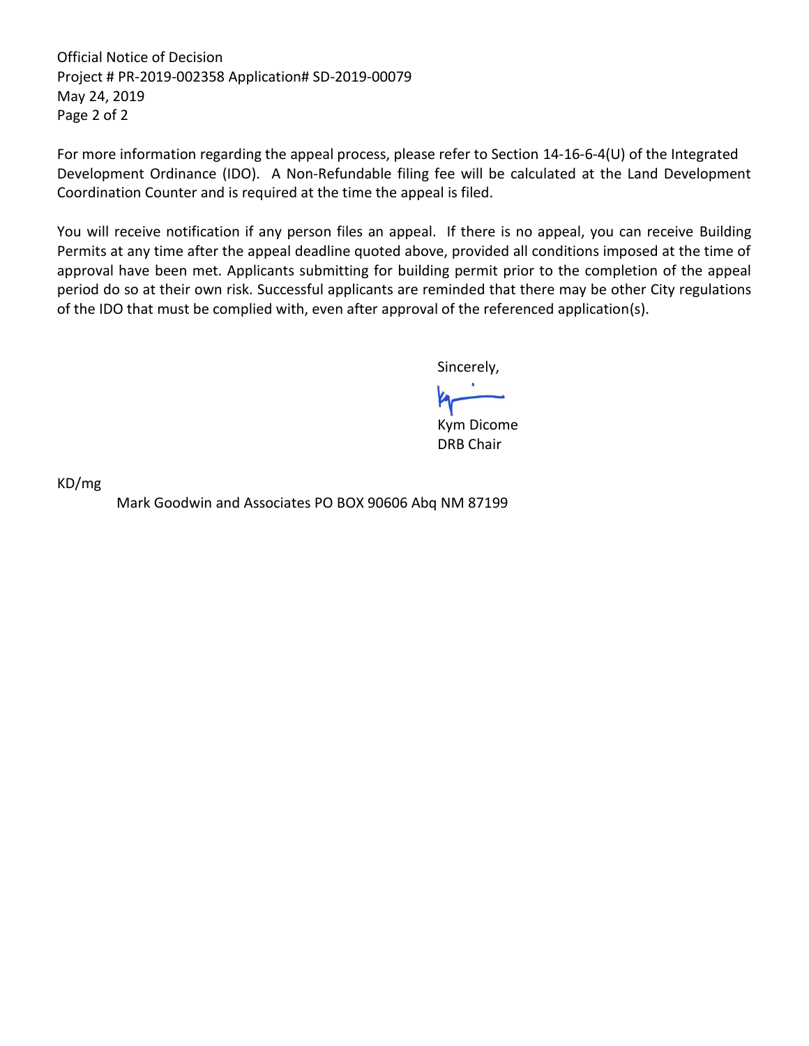For more information regarding the appeal process, please refer to Section 14-16-6-4(U) of the Integrated Development Ordinance (IDO). A Non-Refundable filing fee will be calculated at the Land Development Coordination Counter and is required at the time the appeal is filed.

You will receive notification if any person files an appeal. If there is no appeal, you can receive Building Permits at any time after the appeal deadline quoted above, provided all conditions imposed at the time of approval have been met. Applicants submitting for building permit prior to the completion of the appeal period do so at their own risk. Successful applicants are reminded that there may be other City regulations of the IDO that must be complied with, even after approval of the referenced application(s).

Sincerely,

Kym Dicome
DRB Chair

KD/mg

Mark Goodwin and Associates PO BOX 90606 Abq NM 87199